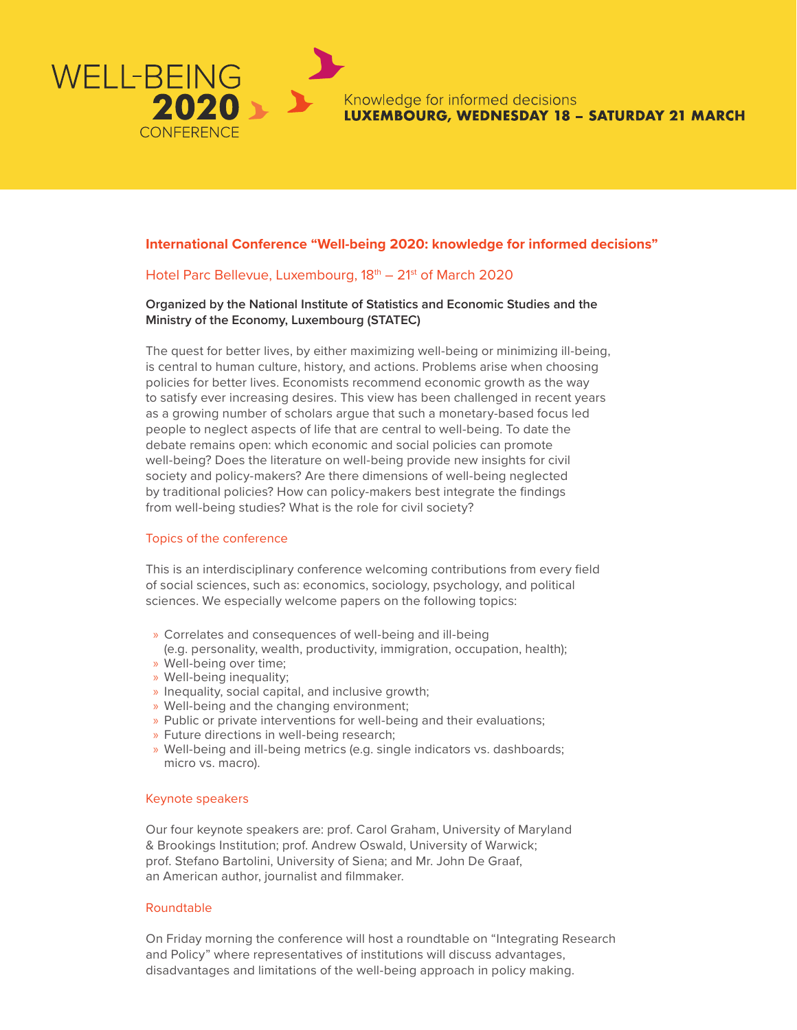WELL-BEING **2020** CONFERENCE

Knowledge for informed decisions
**LUXEMBOURG, WEDNESDAY 18 – SATURDAY 21 MARCH**

## International Conference "Well-being 2020: knowledge for informed decisions"

Hotel Parc Bellevue, Luxembourg, 18th – 21st of March 2020

**Organized by the National Institute of Statistics and Economic Studies and the Ministry of the Economy, Luxembourg (STATEC)**

The quest for better lives, by either maximizing well-being or minimizing ill-being, is central to human culture, history, and actions. Problems arise when choosing policies for better lives. Economists recommend economic growth as the way to satisfy ever increasing desires. This view has been challenged in recent years as a growing number of scholars argue that such a monetary-based focus led people to neglect aspects of life that are central to well-being. To date the debate remains open: which economic and social policies can promote well-being? Does the literature on well-being provide new insights for civil society and policy-makers? Are there dimensions of well-being neglected by traditional policies? How can policy-makers best integrate the findings from well-being studies? What is the role for civil society?

### Topics of the conference

This is an interdisciplinary conference welcoming contributions from every field of social sciences, such as: economics, sociology, psychology, and political sciences. We especially welcome papers on the following topics:

- Correlates and consequences of well-being and ill-being (e.g. personality, wealth, productivity, immigration, occupation, health);
- Well-being over time;
- Well-being inequality;
- Inequality, social capital, and inclusive growth;
- Well-being and the changing environment;
- Public or private interventions for well-being and their evaluations;
- Future directions in well-being research;
- Well-being and ill-being metrics (e.g. single indicators vs. dashboards; micro vs. macro).

### Keynote speakers

Our four keynote speakers are: prof. Carol Graham, University of Maryland & Brookings Institution; prof. Andrew Oswald, University of Warwick; prof. Stefano Bartolini, University of Siena; and Mr. John De Graaf, an American author, journalist and filmmaker.

### Roundtable

On Friday morning the conference will host a roundtable on "Integrating Research and Policy" where representatives of institutions will discuss advantages, disadvantages and limitations of the well-being approach in policy making.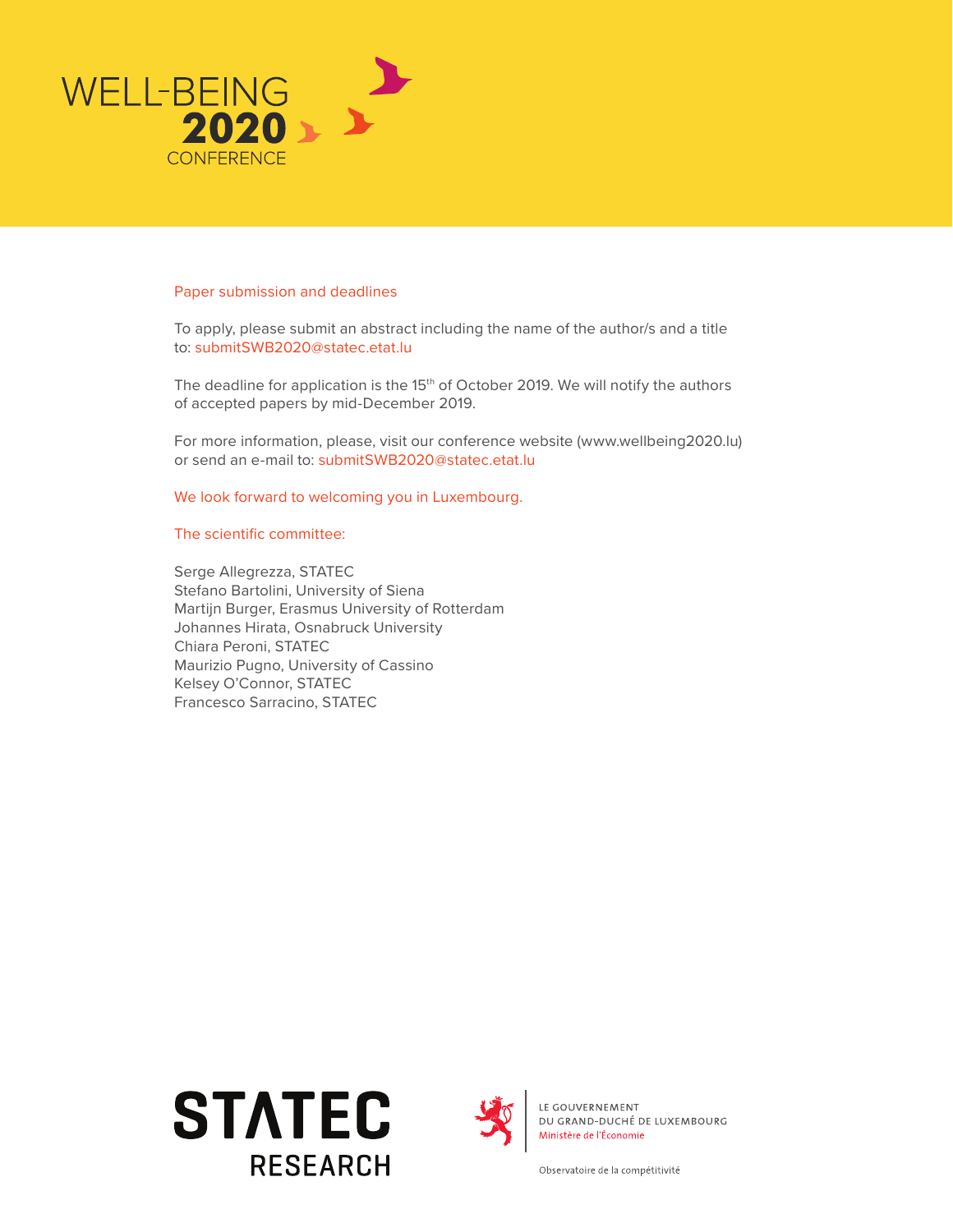WELL-BEING
**2020**
CONFERENCE

## Paper submission and deadlines

To apply, please submit an abstract including the name of the author/s and a title to: submitSWB2020@statec.etat.lu

The deadline for application is the 15th of October 2019. We will notify the authors of accepted papers by mid-December 2019.

For more information, please, visit our conference website (www.wellbeing2020.lu) or send an e-mail to: submitSWB2020@statec.etat.lu

We look forward to welcoming you in Luxembourg.

## The scientific committee:

Serge Allegrezza, STATEC
Stefano Bartolini, University of Siena
Martijn Burger, Erasmus University of Rotterdam
Johannes Hirata, Osnabruck University
Chiara Peroni, STATEC
Maurizio Pugno, University of Cassino
Kelsey O'Connor, STATEC
Francesco Sarracino, STATEC

STATEC RESEARCH

LE GOUVERNEMENT
DU GRAND-DUCHÉ DE LUXEMBOURG
Ministère de l'Économie

Observatoire de la compétitivité